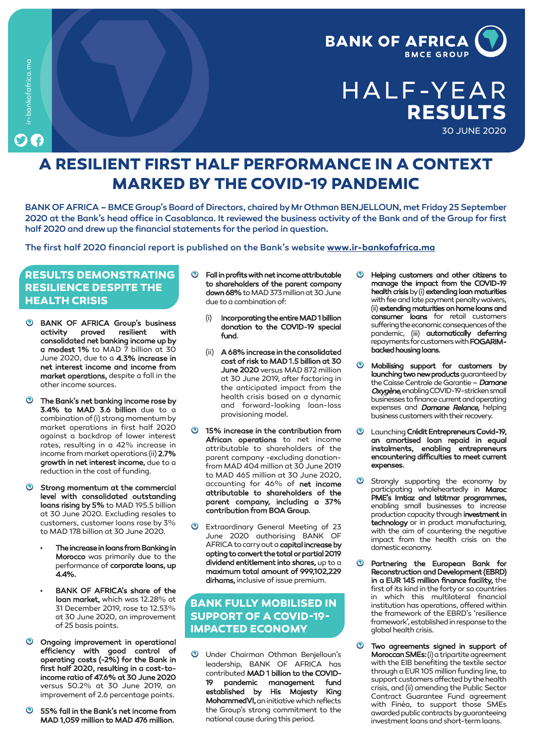BANK OF AFRICA
BMCE GROUP

# HALF-YEAR RESULTS

30 JUNE 2020

ir-bankofafrica.ma

# A RESILIENT FIRST HALF PERFORMANCE IN A CONTEXT MARKED BY THE COVID-19 PANDEMIC

**BANK OF AFRICA – BMCE Group's Board of Directors, chaired by Mr Othman BENJELLOUN, met Friday 25 September 2020 at the Bank's head office in Casablanca. It reviewed the business activity of the Bank and of the Group for first half 2020 and drew up the financial statements for the period in question.**

**The first half 2020 financial report is published on the Bank's website www.ir-bankofafrica.ma**

## RESULTS DEMONSTRATING RESILIENCE DESPITE THE HEALTH CRISIS

- **BANK OF AFRICA Group's business activity proved resilient with consolidated net banking income up by a modest 1%** to MAD 7 billion at 30 June 2020, due to a **4.3% increase in net interest income and income from market operations,** despite a fall in the other income sources.

- **The Bank's net banking income rose by 3.4% to MAD 3.6 billion** due to a combination of (i) strong momentum by market operations in first half 2020 against a backdrop of lower interest rates, resulting in a 42% increase in income from market operations (ii) **2.7% growth in net interest income,** due to a reduction in the cost of funding.

- **Strong momentum at the commercial level with consolidated outstanding loans rising by 5%** to MAD 195.5 billion at 30 June 2020. Excluding resales to customers, customer loans rose by 3% to MAD 178 billion at 30 June 2020.

  - **The increase in loans from Banking in Morocco** was primarily due to the performance of **corporate loans, up 4.4%.**

  - **BANK OF AFRICA's share of the loan market,** which was 12.28% at 31 December 2019, rose to 12.53% at 30 June 2020, an improvement of 25 basis points.

- **Ongoing improvement in operational efficiency with good control of operating costs (-2%) for the Bank in first half 2020, resulting in a cost-to-income ratio of 47.6% at 30 June 2020** versus 50.2% at 30 June 2019, an improvement of 2.6 percentage points.

- **55% fall in the Bank's net income from MAD 1,059 million to MAD 476 million.**

- **Fall in profits with net income attributable to shareholders of the parent company down 68%** to MAD 373 million at 30 June due to a combination of:

  (i) **Incorporating the entire MAD 1 billion donation to the COVID-19 special fund.**

  (ii) **A 68% increase in the consolidated cost of risk to MAD 1.5 billion at 30 June 2020** versus MAD 872 million at 30 June 2019, after factoring in the anticipated impact from the health crisis based on a dynamic and forward-looking loan-loss provisioning model.

- **15% increase in the contribution from African operations** to net income attributable to shareholders of the parent company -excluding donation- from MAD 404 million at 30 June 2019 to MAD 465 million at 30 June 2020, accounting for 46% of **net income attributable to shareholders of the parent company, including a 37% contribution from BOA Group.**

- Extraordinary General Meeting of 23 June 2020 authorising BANK OF AFRICA to carry out a **capital increase by opting to convert the total or partial 2019 dividend entitlement into shares,** up to a **maximum total amount of 999,102,229 dirhams,** inclusive of issue premium.

## BANK FULLY MOBILISED IN SUPPORT OF A COVID-19-IMPACTED ECONOMY

- Under Chairman Othman Benjelloun's leadership, BANK OF AFRICA has contributed **MAD 1 billion to the COVID-19 pandemic management fund established by His Majesty King Mohammed VI,** an initiative which reflects the Group's strong commitment to the national cause during this period.

- **Helping customers and other citizens to manage the impact from the COVID-19 health crisis** by (i) **extending loan maturities** with fee and late payment penalty waivers, (ii) **extending maturities on home loans and consumer loans** for retail customers suffering the economic consequences of the pandemic, (iii) **automatically deferring** repayments for customers with **FOGARIM-backed housing loans.**

- **Mobilising support for customers by launching two new products** guaranteed by the Caisse Centrale de Garantie – ***Damane Oxygène,*** enabling COVID-19-stricken small businesses to finance current and operating expenses and ***Damane Relance,*** helping business customers with their recovery.

- Launching **Crédit Entrepreneurs Covid-19, an amortised loan repaid in equal instalments, enabling entrepreneurs encountering difficulties to meet current expenses.**

- Strongly supporting the economy by participating wholeheartedly in **Maroc PME's Imtiaz and Istitmar programmes,** enabling small businesses to increase production capacity through **investment in technology** or in product manufacturing, with the aim of countering the negative impact from the health crisis on the domestic economy.

- **Partnering the European Bank for Reconstruction and Development (EBRD) in a EUR 145 million finance facility,** the first of its kind in the forty or so countries in which this multilateral financial institution has operations, offered within the framework of the EBRD's 'resilience framework', established in response to the global health crisis.

- **Two agreements signed in support of Moroccan SMEs:** (i) a tripartite agreement with the EIB benefiting the textile sector through a EUR 105 million funding line, to support customers affected by the health crisis, and (ii) amending the Public Sector Contract Guarantee Fund agreement with Finéa, to support those SMEs awarded public contracts by guaranteeing investment loans and short-term loans.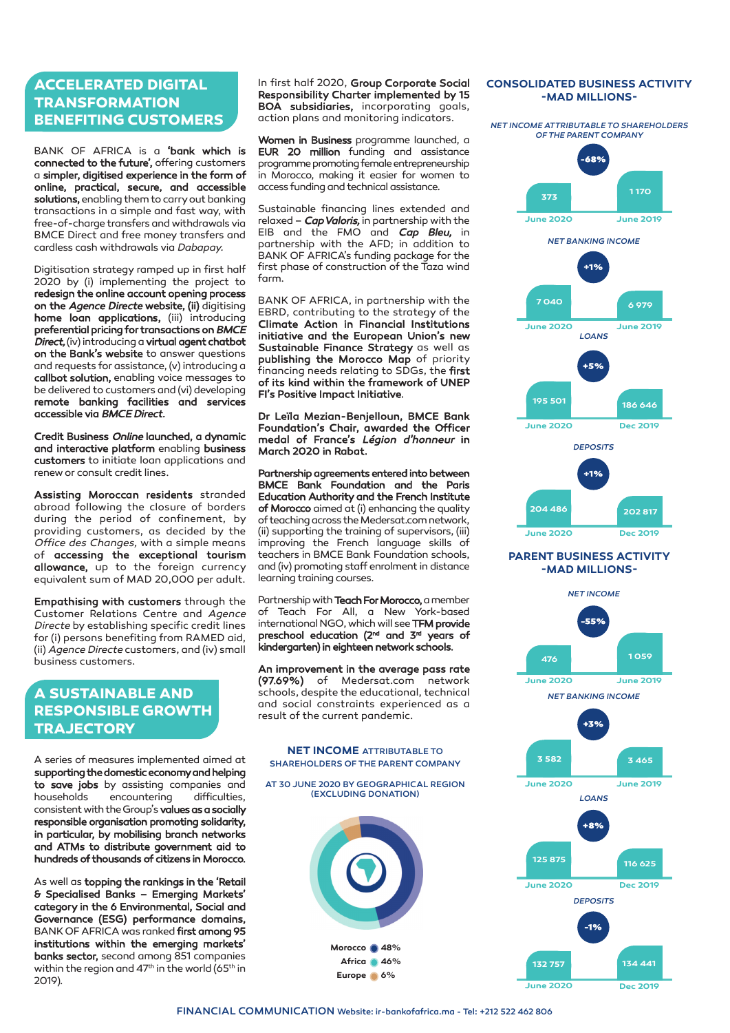## ACCELERATED DIGITAL TRANSFORMATION BENEFITING CUSTOMERS

BANK OF AFRICA is a **'bank which is connected to the future'**, offering customers a **simpler, digitised experience in the form of online, practical, secure, and accessible solutions**, enabling them to carry out banking transactions in a simple and fast way, with free-of-charge transfers and withdrawals via BMCE Direct and free money transfers and cardless cash withdrawals via *Dabapay*.

Digitisation strategy ramped up in first half 2020 by (i) implementing the project to **redesign the online account opening process on the *Agence Directe* website, (ii)** digitising **home loan applications**, (iii) introducing **preferential pricing for transactions on *BMCE Direct*,** (iv) introducing a **virtual agent chatbot on the Bank's website** to answer questions and requests for assistance, (v) introducing a **callbot solution,** enabling voice messages to be delivered to customers and (vi) developing **remote banking facilities and services accessible via *BMCE Direct*.**

**Credit Business *Online* launched, a dynamic and interactive platform** enabling **business customers** to initiate loan applications and renew or consult credit lines.

**Assisting Moroccan residents** stranded abroad following the closure of borders during the period of confinement, by providing customers, as decided by the *Office des Changes*, with a simple means of **accessing the exceptional tourism allowance,** up to the foreign currency equivalent sum of MAD 20,000 per adult.

**Empathising with customers** through the Customer Relations Centre and *Agence Directe* by establishing specific credit lines for (i) persons benefiting from RAMED aid, (ii) *Agence Directe* customers, and (iv) small business customers.

## A SUSTAINABLE AND RESPONSIBLE GROWTH TRAJECTORY

A series of measures implemented aimed at **supporting the domestic economy and helping to save jobs** by assisting companies and households encountering difficulties, consistent with the Group's **values as a socially responsible organisation promoting solidarity, in particular, by mobilising branch networks and ATMs to distribute government aid to hundreds of thousands of citizens in Morocco.**

As well as **topping the rankings in the 'Retail & Specialised Banks – Emerging Markets' category in the 6 Environmental, Social and Governance (ESG) performance domains,** BANK OF AFRICA was ranked **first among 95 institutions within the emerging markets' banks sector,** second among 851 companies within the region and 47th in the world (65th in 2019).

In first half 2020, **Group Corporate Social Responsibility Charter implemented by 15 BOA subsidiaries,** incorporating goals, action plans and monitoring indicators.

**Women in Business** programme launched, a **EUR 20 million** funding and assistance programme promoting female entrepreneurship in Morocco, making it easier for women to access funding and technical assistance.

Sustainable financing lines extended and relaxed – ***Cap Valoris,*** in partnership with the EIB and the FMO and ***Cap Bleu,*** in partnership with the AFD; in addition to BANK OF AFRICA's funding package for the first phase of construction of the Taza wind farm.

BANK OF AFRICA, in partnership with the EBRD, contributing to the strategy of the **Climate Action in Financial Institutions initiative and the European Union's new Sustainable Finance Strategy** as well as **publishing the Morocco Map** of priority financing needs relating to SDGs, the **first of its kind within the framework of UNEP FI's Positive Impact Initiative.**

**Dr Leïla Mezian-Benjelloun, BMCE Bank Foundation's Chair, awarded the Officer medal of France's *Légion d'honneur* in March 2020 in Rabat.**

**Partnership agreements entered into between BMCE Bank Foundation and the Paris Education Authority and the French Institute of Morocco** aimed at (i) enhancing the quality of teaching across the Medersat.com network, (ii) supporting the training of supervisors, (iii) improving the French language skills of teachers in BMCE Bank Foundation schools, and (iv) promoting staff enrolment in distance learning training courses.

Partnership with **Teach For Morocco,** a member of Teach For All, a New York-based international NGO, which will see **TFM provide preschool education (2nd and 3rd years of kindergarten) in eighteen network schools.**

**An improvement in the average pass rate (97.69%)** of Medersat.com network schools, despite the educational, technical and social constraints experienced as a result of the current pandemic.

**NET INCOME** ATTRIBUTABLE TO SHAREHOLDERS OF THE PARENT COMPANY

AT 30 JUNE 2020 BY GEOGRAPHICAL REGION (EXCLUDING DONATION)

Morocco 48%
Africa 46%
Europe 6%

## CONSOLIDATED BUSINESS ACTIVITY -MAD MILLIONS-

*NET INCOME ATTRIBUTABLE TO SHAREHOLDERS OF THE PARENT COMPANY*

-68%
373 — June 2020
1 170 — June 2019

*NET BANKING INCOME*

+1%
7 040 — June 2020
6 979 — June 2019

*LOANS*

+5%
195 501 — June 2020
186 646 — Dec 2019

*DEPOSITS*

+1%
204 486 — June 2020
202 817 — Dec 2019

## PARENT BUSINESS ACTIVITY -MAD MILLIONS-

*NET INCOME*

-55%
476 — June 2020
1 059 — June 2019

*NET BANKING INCOME*

+3%
3 582 — June 2020
3 465 — June 2019

*LOANS*

+8%
125 875 — June 2020
116 625 — Dec 2019

*DEPOSITS*

-1%
132 757 — June 2020
134 441 — Dec 2019

**FINANCIAL COMMUNICATION** Website: ir-bankofafrica.ma - Tel: +212 522 462 806